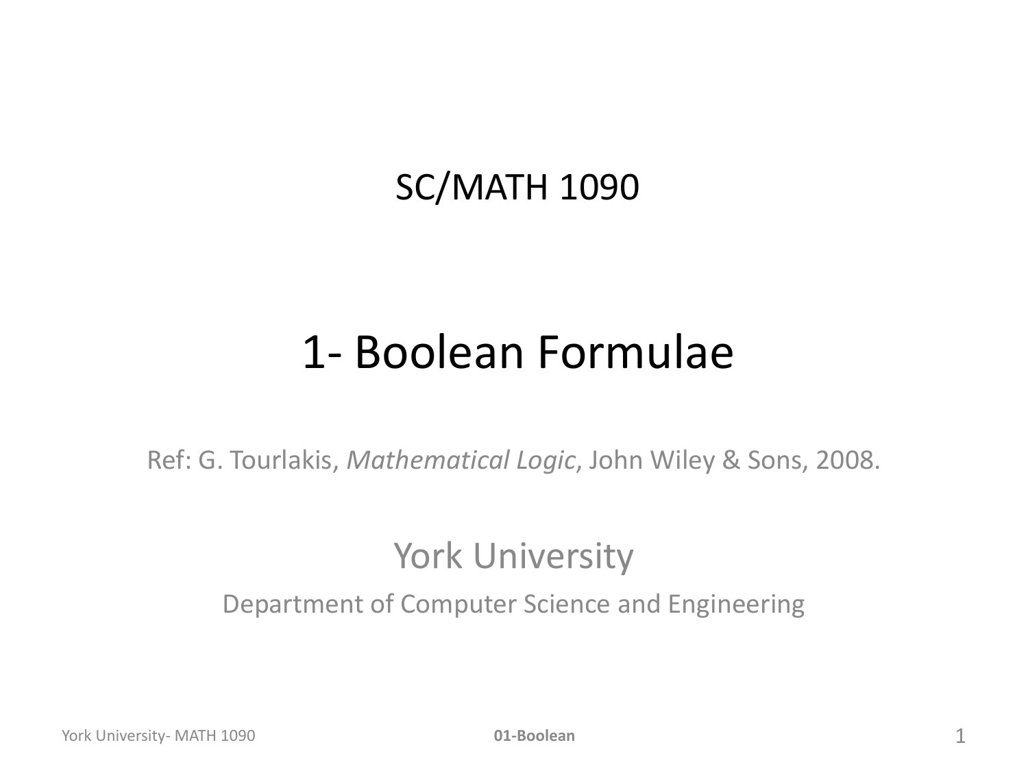# SC/MATH 1090

# 1- Boolean Formulae

Ref: G. Tourlakis, *Mathematical Logic*, John Wiley & Sons, 2008.

York University

Department of Computer Science and Engineering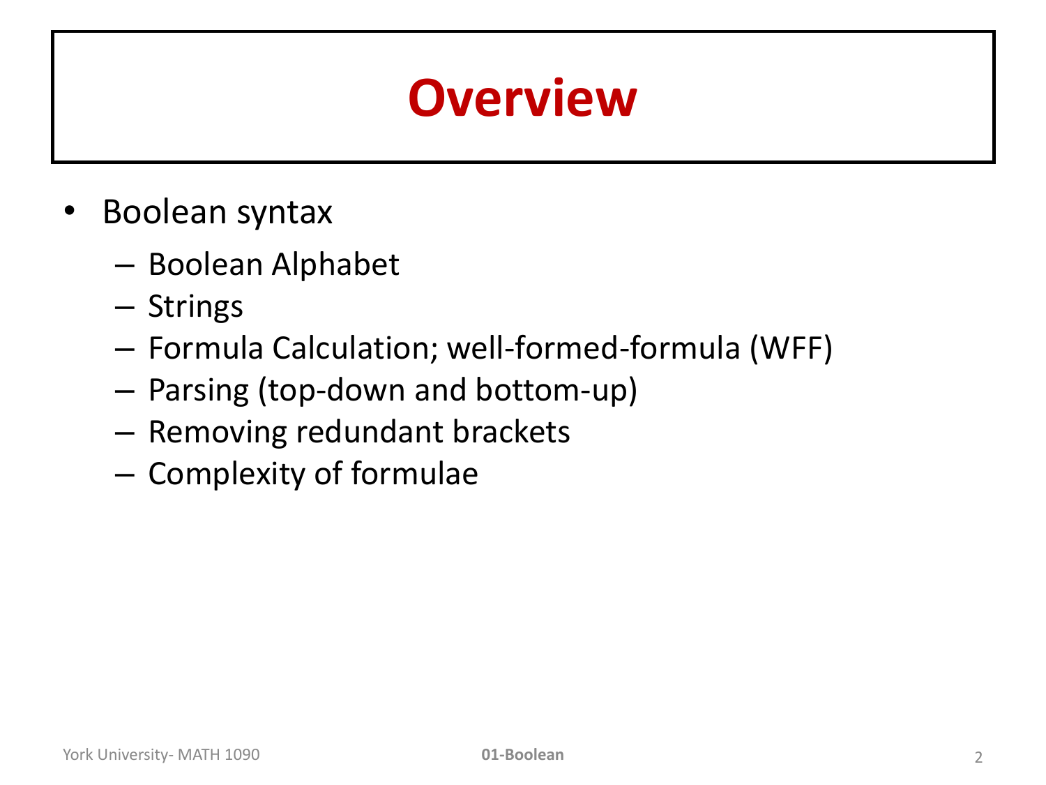# Overview

- Boolean syntax
  - Boolean Alphabet
  - Strings
  - Formula Calculation; well-formed-formula (WFF)
  - Parsing (top-down and bottom-up)
  - Removing redundant brackets
  - Complexity of formulae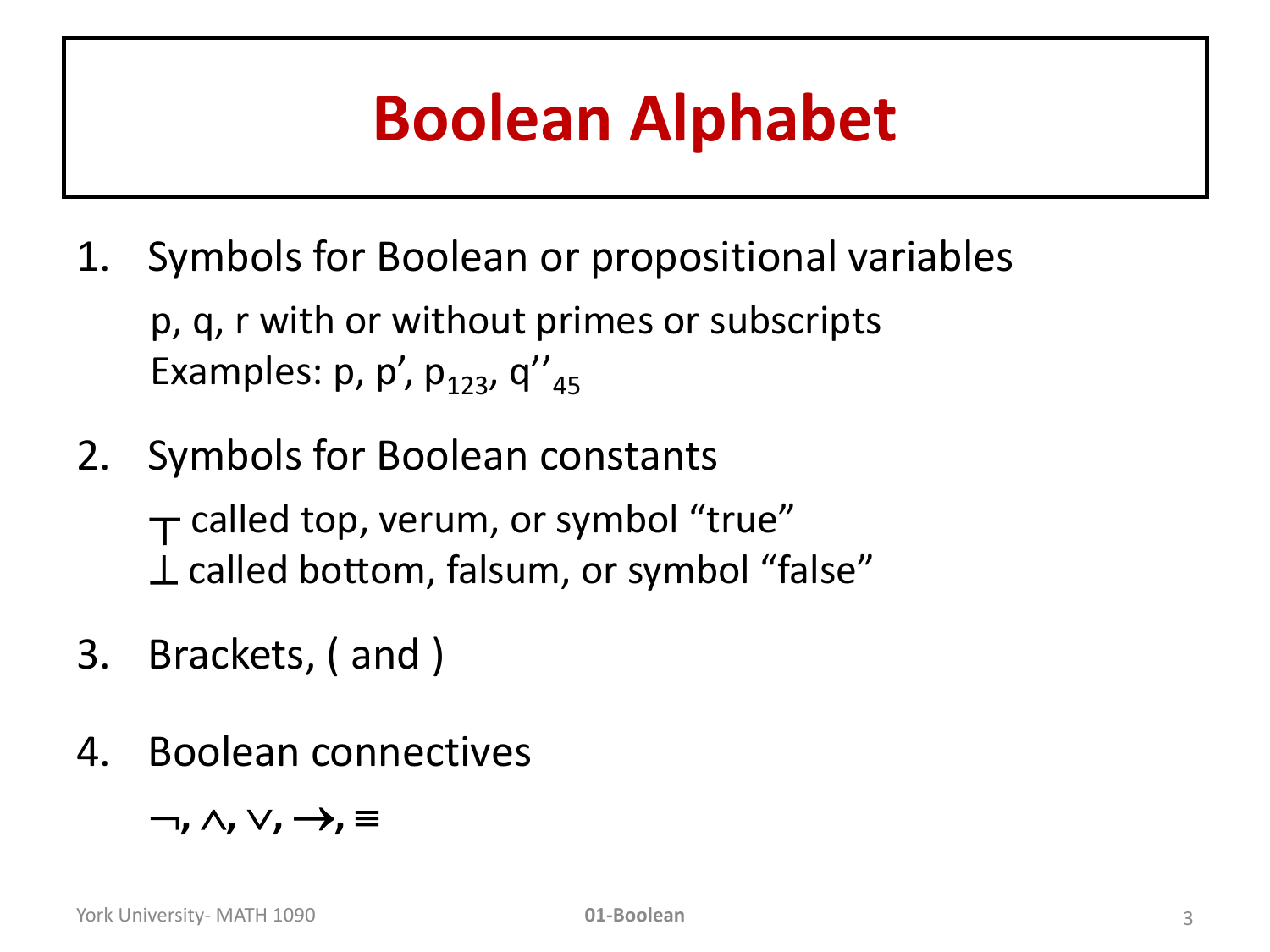# Boolean Alphabet

1. Symbols for Boolean or propositional variables

   p, q, r with or without primes or subscripts
   Examples: $p$, $p'$, $p_{123}$, $q''_{45}$

2. Symbols for Boolean constants

   $\top$ called top, verum, or symbol "true"
   $\bot$ called bottom, falsum, or symbol "false"

3. Brackets, ( and )

4. Boolean connectives

   **$\neg$, $\wedge$, $\vee$, $\rightarrow$, $\equiv$**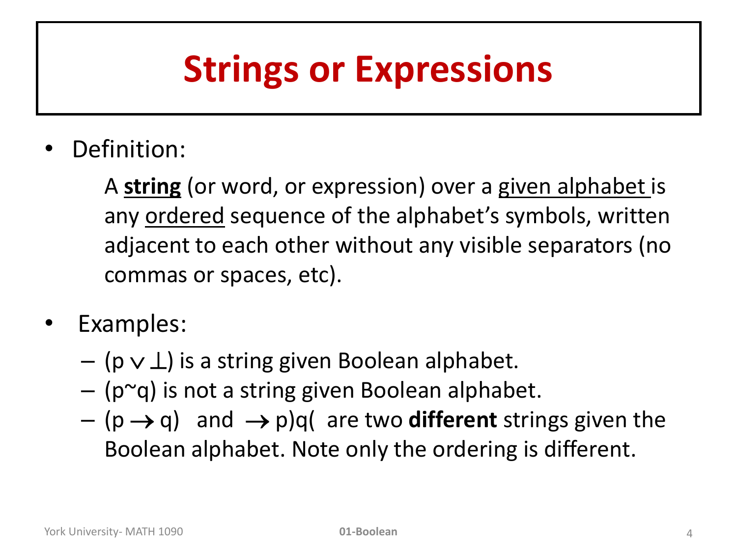# Strings or Expressions

- Definition:

  A **string** (or word, or expression) over a given alphabet is any ordered sequence of the alphabet's symbols, written adjacent to each other without any visible separators (no commas or spaces, etc).

- Examples:
  - $(p \vee \bot)$ is a string given Boolean alphabet.
  - (p~q) is not a string given Boolean alphabet.
  - $(p \rightarrow q)$ and $\rightarrow p)q($ are two **different** strings given the Boolean alphabet. Note only the ordering is different.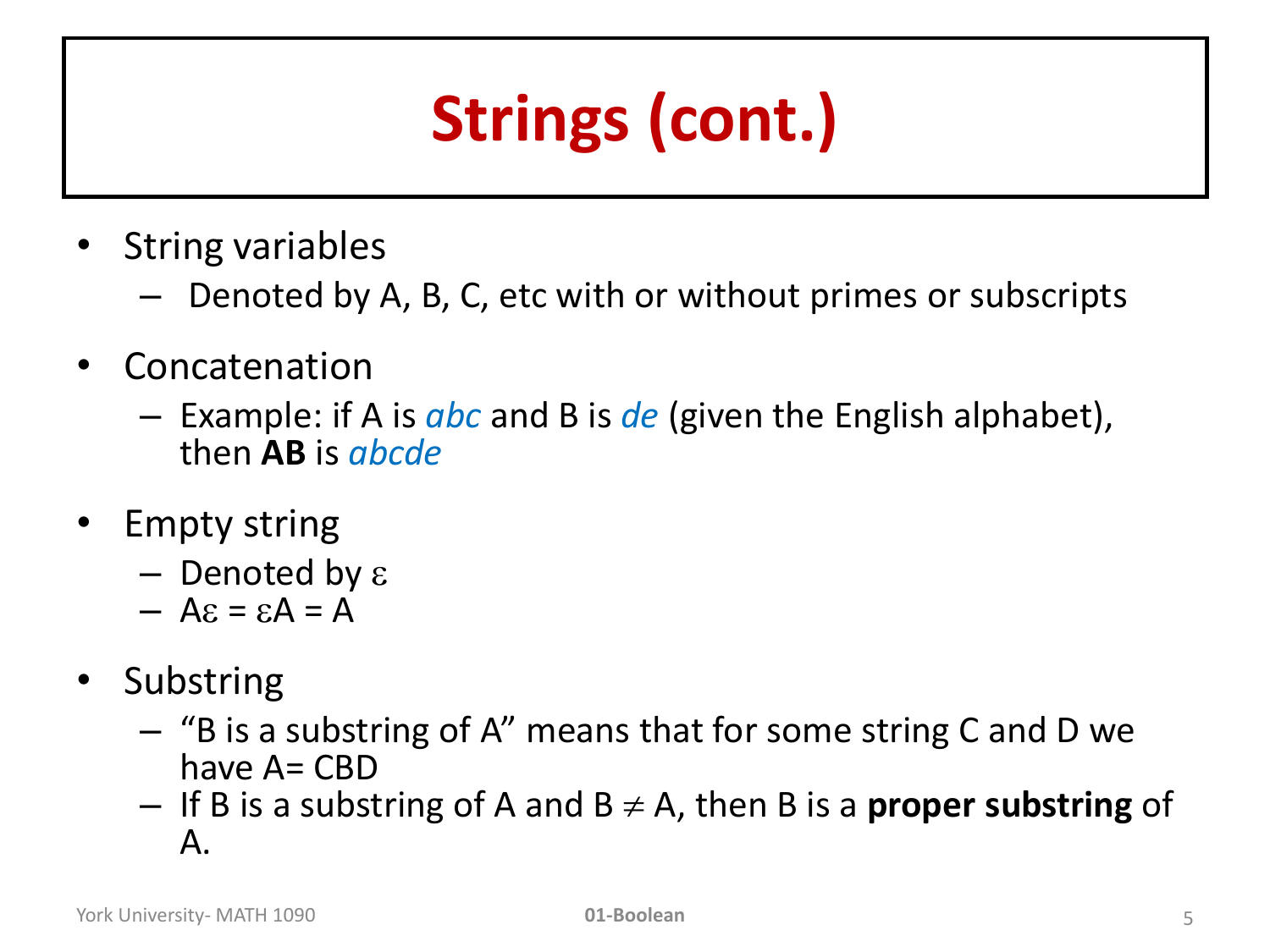# Strings (cont.)

- String variables
  - Denoted by A, B, C, etc with or without primes or subscripts
- Concatenation
  - Example: if A is *abc* and B is *de* (given the English alphabet), then **AB** is *abcde*
- Empty string
  - Denoted by $\varepsilon$
  - $A\varepsilon = \varepsilon A = A$
- Substring
  - "B is a substring of A" means that for some string C and D we have A= CBD
  - If B is a substring of A and $B \neq A$, then B is a **proper substring** of A.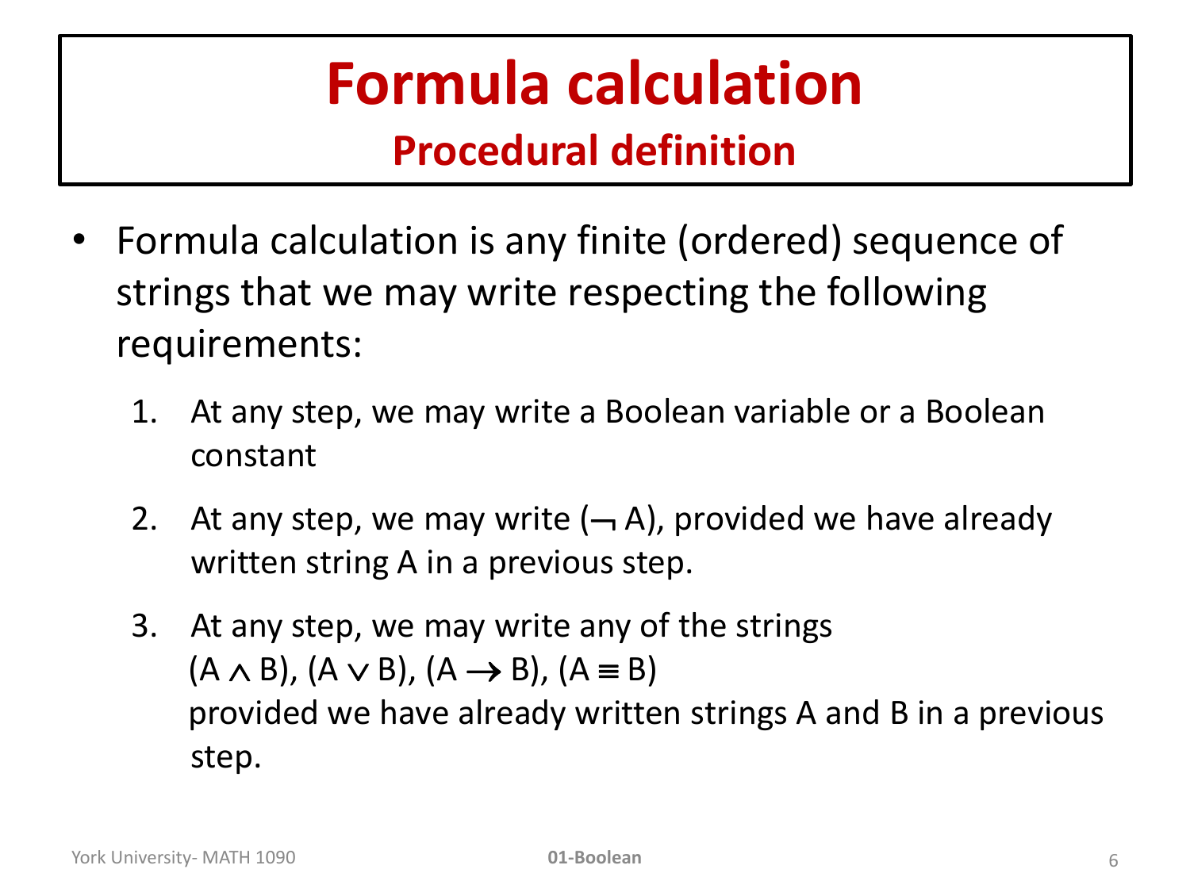# Formula calculation

## Procedural definition

- Formula calculation is any finite (ordered) sequence of strings that we may write respecting the following requirements:

  1. At any step, we may write a Boolean variable or a Boolean constant
  2. At any step, we may write $(\neg A)$, provided we have already written string A in a previous step.
  3. At any step, we may write any of the strings
     $(A \wedge B)$, $(A \vee B)$, $(A \rightarrow B)$, $(A \equiv B)$
     provided we have already written strings A and B in a previous step.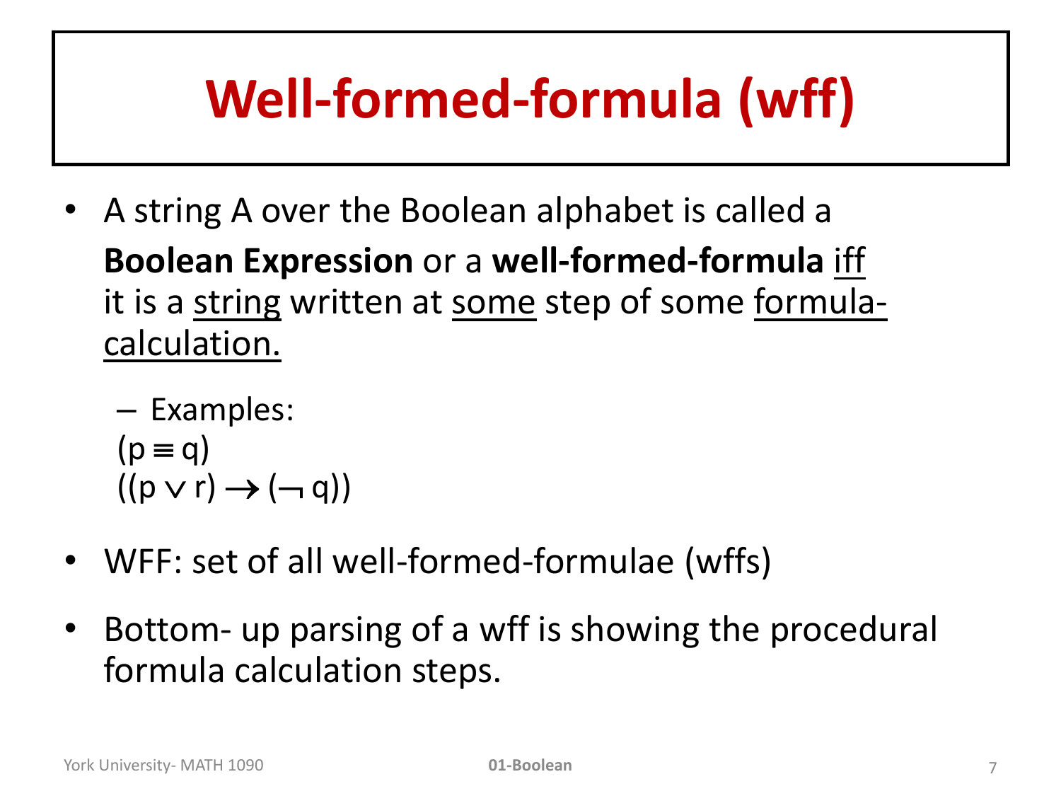# Well-formed-formula (wff)

- A string A over the Boolean alphabet is called a **Boolean Expression** or a **well-formed-formula** <u>iff</u> it is a <u>string</u> written at <u>some</u> step of some <u>formula-calculation.</u>
  - Examples:
    $(p \equiv q)$
    $((p \vee r) \rightarrow (\neg q))$
- WFF: set of all well-formed-formulae (wffs)
- Bottom- up parsing of a wff is showing the procedural formula calculation steps.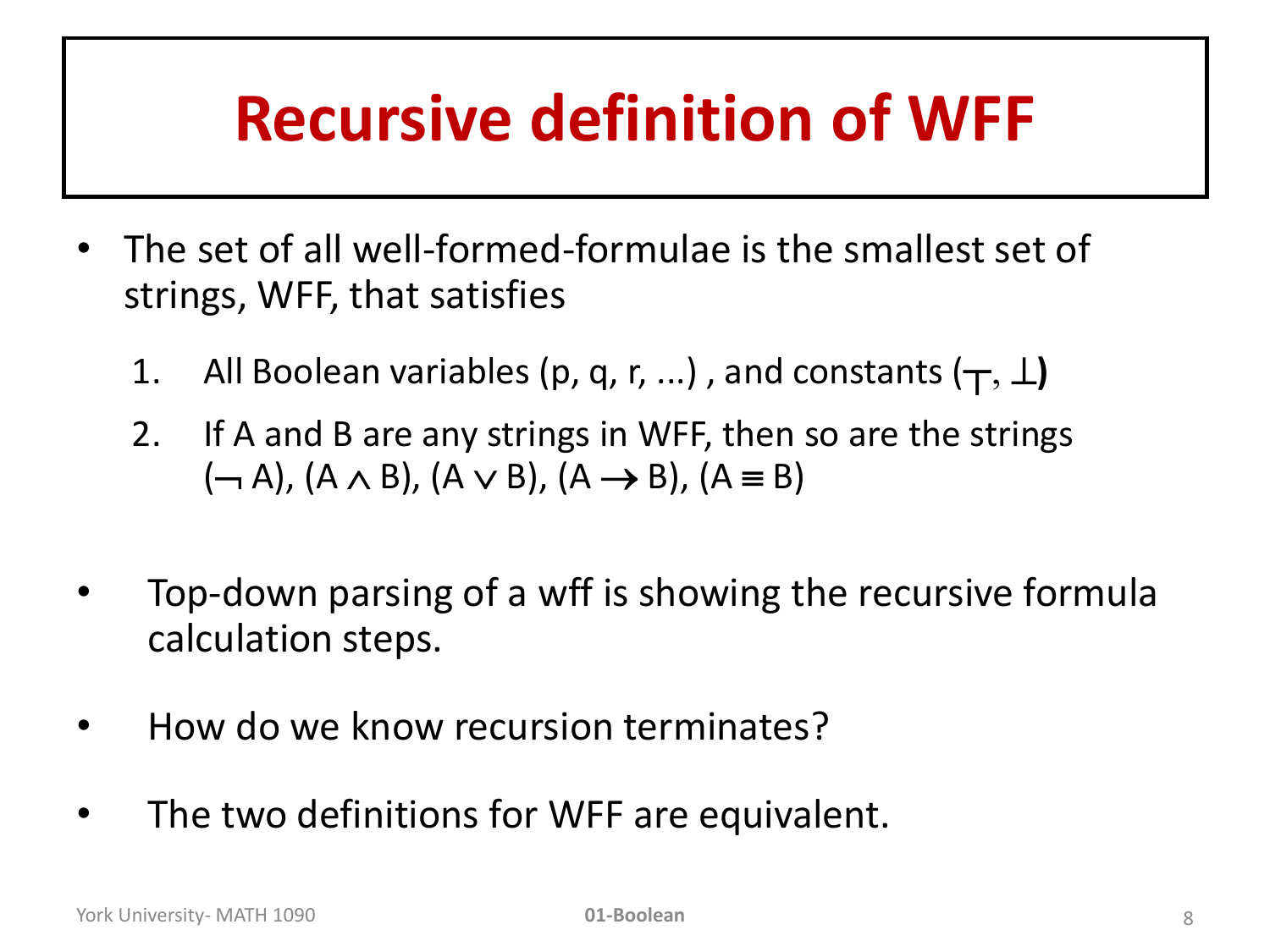# Recursive definition of WFF

- The set of all well-formed-formulae is the smallest set of strings, WFF, that satisfies
  1. All Boolean variables (p, q, r, ...) , and constants ($\top$, $\bot$)
  2. If A and B are any strings in WFF, then so are the strings $(\neg A)$, $(A \wedge B)$, $(A \vee B)$, $(A \rightarrow B)$, $(A \equiv B)$

- Top-down parsing of a wff is showing the recursive formula calculation steps.

- How do we know recursion terminates?

- The two definitions for WFF are equivalent.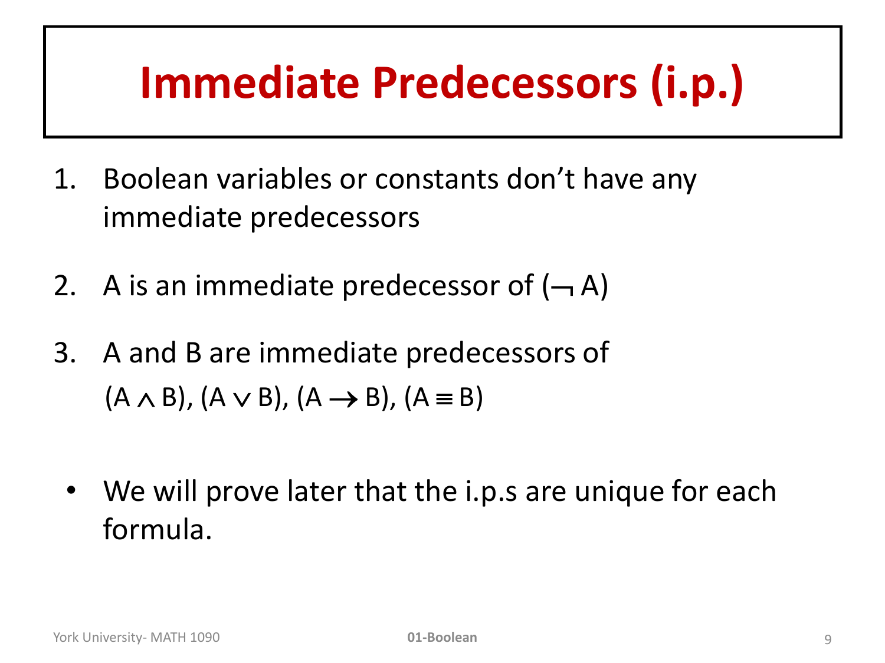# Immediate Predecessors (i.p.)

1. Boolean variables or constants don't have any immediate predecessors
2. A is an immediate predecessor of $(\neg A)$
3. A and B are immediate predecessors of $(A \wedge B)$, $(A \vee B)$, $(A \rightarrow B)$, $(A \equiv B)$

- We will prove later that the i.p.s are unique for each formula.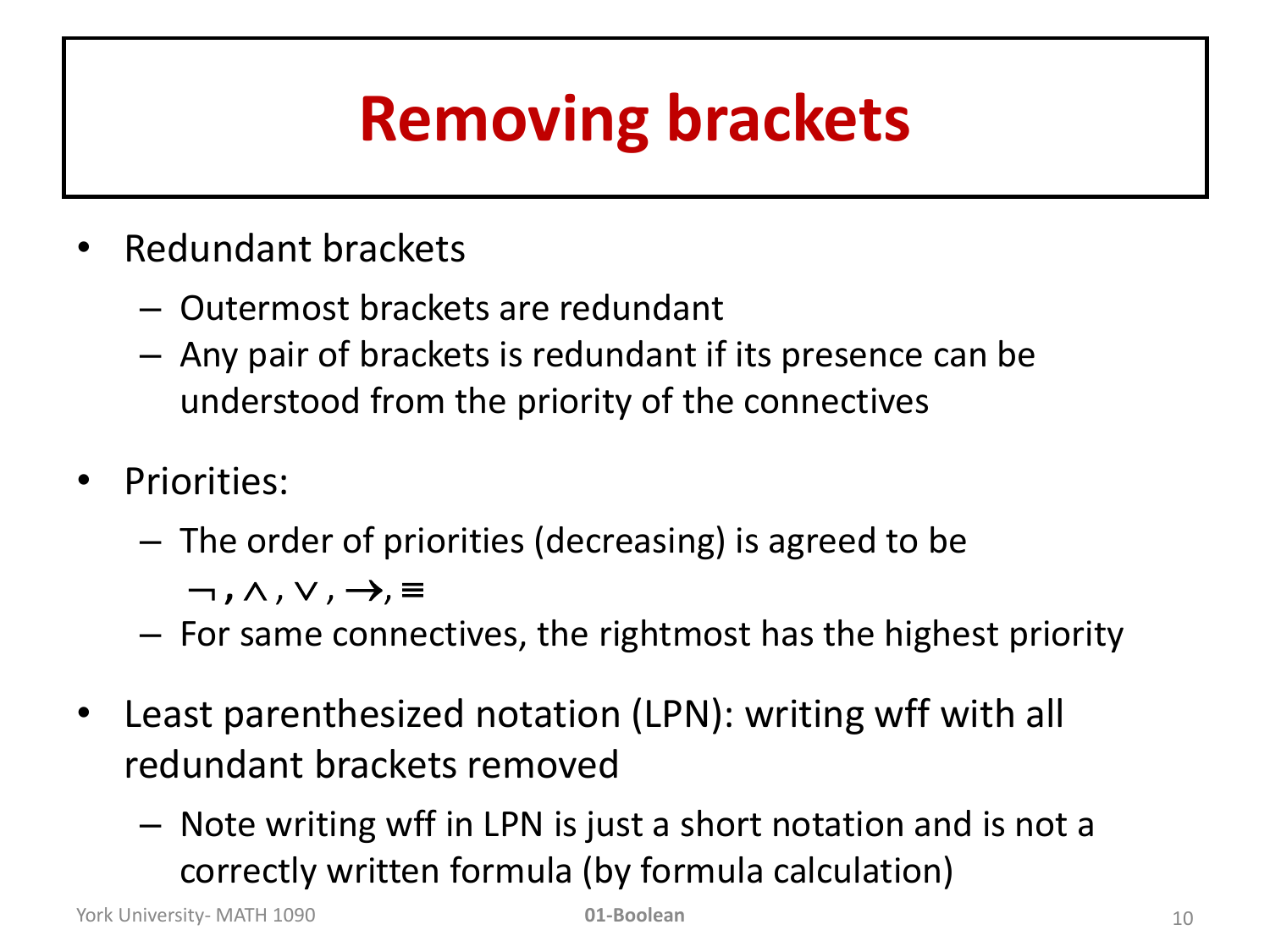# Removing brackets

- Redundant brackets
  - Outermost brackets are redundant
  - Any pair of brackets is redundant if its presence can be understood from the priority of the connectives
- Priorities:
  - The order of priorities (decreasing) is agreed to be $\neg, \wedge, \vee, \rightarrow, \equiv$
  - For same connectives, the rightmost has the highest priority
- Least parenthesized notation (LPN): writing wff with all redundant brackets removed
  - Note writing wff in LPN is just a short notation and is not a correctly written formula (by formula calculation)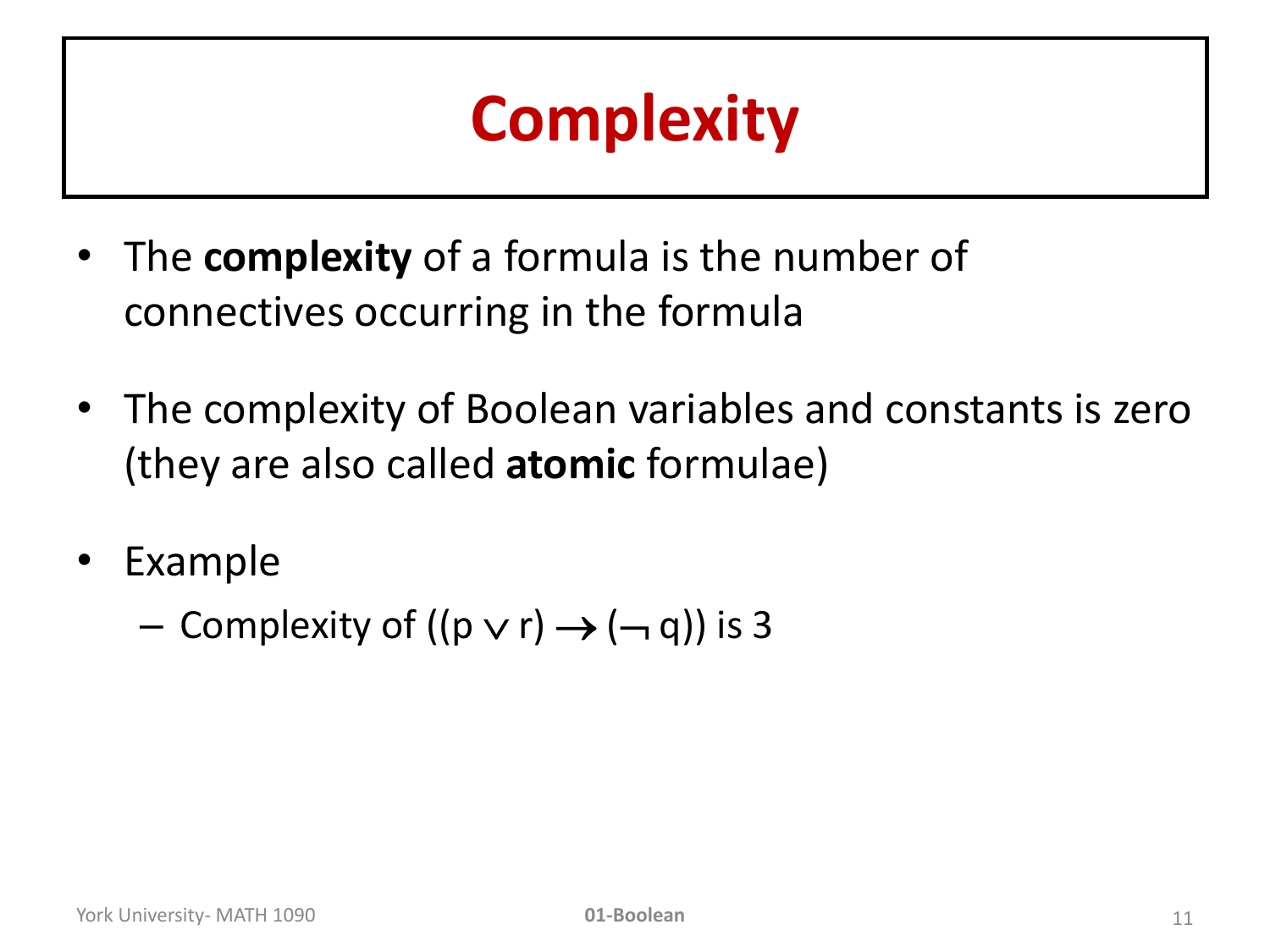# Complexity

- The **complexity** of a formula is the number of connectives occurring in the formula
- The complexity of Boolean variables and constants is zero (they are also called **atomic** formulae)
- Example
  - Complexity of $((p \vee r) \rightarrow (\neg q))$ is 3